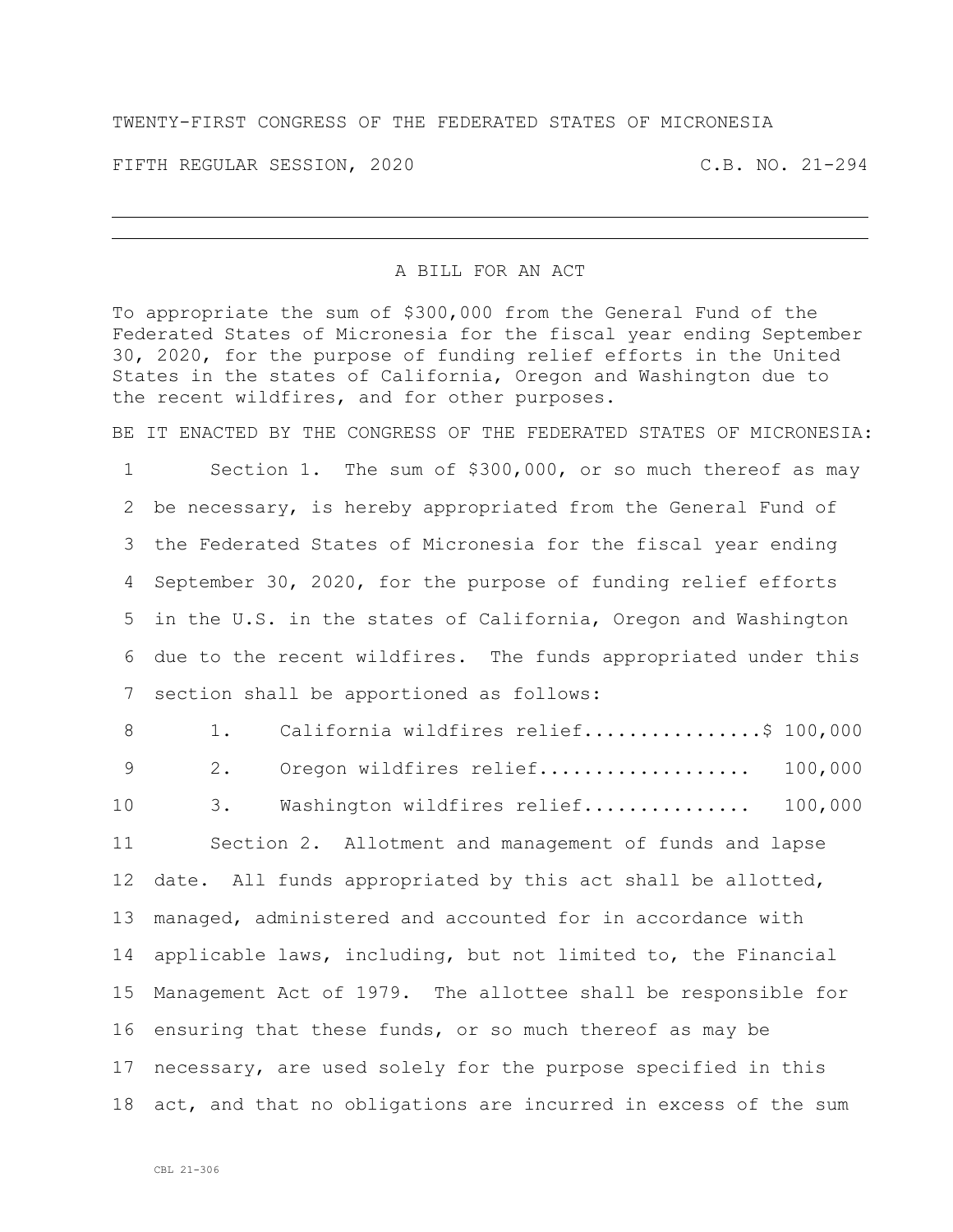TWENTY-FIRST CONGRESS OF THE FEDERATED STATES OF MICRONESIA

FIFTH REGULAR SESSION, 2020 C.B. NO. 21-294

---

A BILL FOR AN ACT

To appropriate the sum of $300,000 from the General Fund of the Federated States of Micronesia for the fiscal year ending September 30, 2020, for the purpose of funding relief efforts in the United States in the states of California, Oregon and Washington due to the recent wildfires, and for other purposes.

BE IT ENACTED BY THE CONGRESS OF THE FEDERATED STATES OF MICRONESIA:

Section 1. The sum of $300,000, or so much thereof as may be necessary, is hereby appropriated from the General Fund of the Federated States of Micronesia for the fiscal year ending September 30, 2020, for the purpose of funding relief efforts in the U.S. in the states of California, Oregon and Washington due to the recent wildfires. The funds appropriated under this section shall be apportioned as follows:

1. California wildfires relief................$ 100,000
2. Oregon wildfires relief................... 100,000
3. Washington wildfires relief............... 100,000

Section 2. Allotment and management of funds and lapse date. All funds appropriated by this act shall be allotted, managed, administered and accounted for in accordance with applicable laws, including, but not limited to, the Financial Management Act of 1979. The allottee shall be responsible for ensuring that these funds, or so much thereof as may be necessary, are used solely for the purpose specified in this act, and that no obligations are incurred in excess of the sum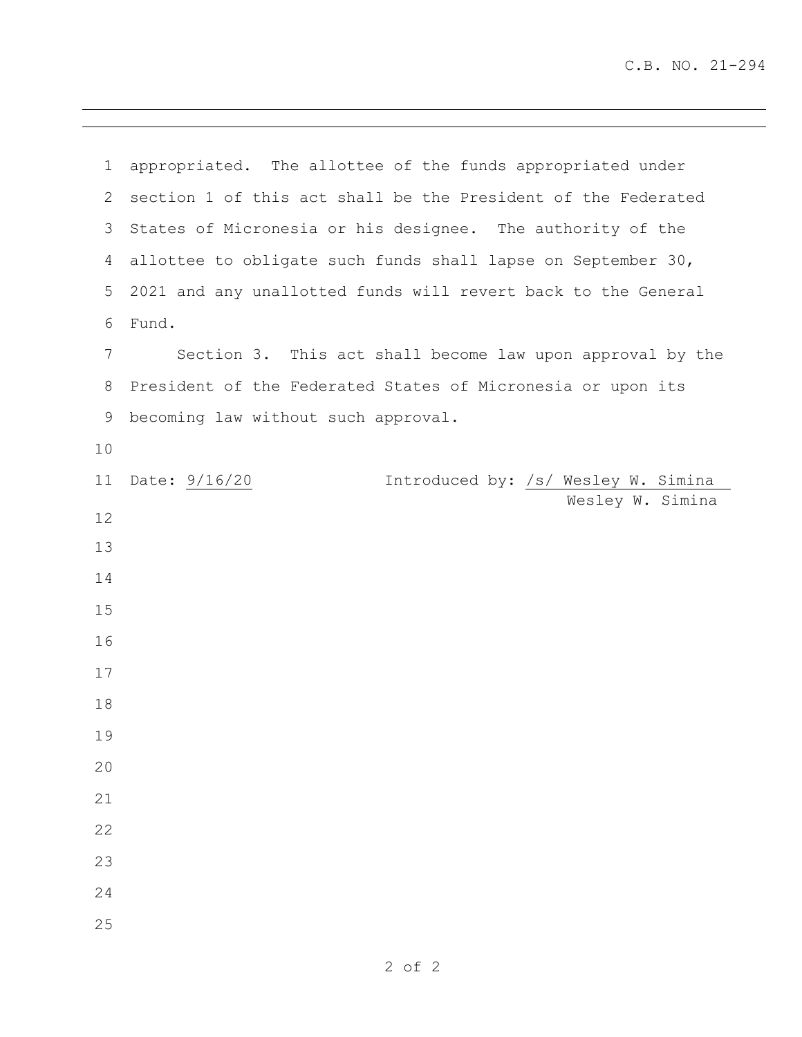appropriated. The allottee of the funds appropriated under section 1 of this act shall be the President of the Federated States of Micronesia or his designee. The authority of the allottee to obligate such funds shall lapse on September 30, 2021 and any unallotted funds will revert back to the General Fund.

Section 3. This act shall become law upon approval by the President of the Federated States of Micronesia or upon its becoming law without such approval.

Date: 9/16/20

Introduced by: /s/ Wesley W. Simina
Wesley W. Simina